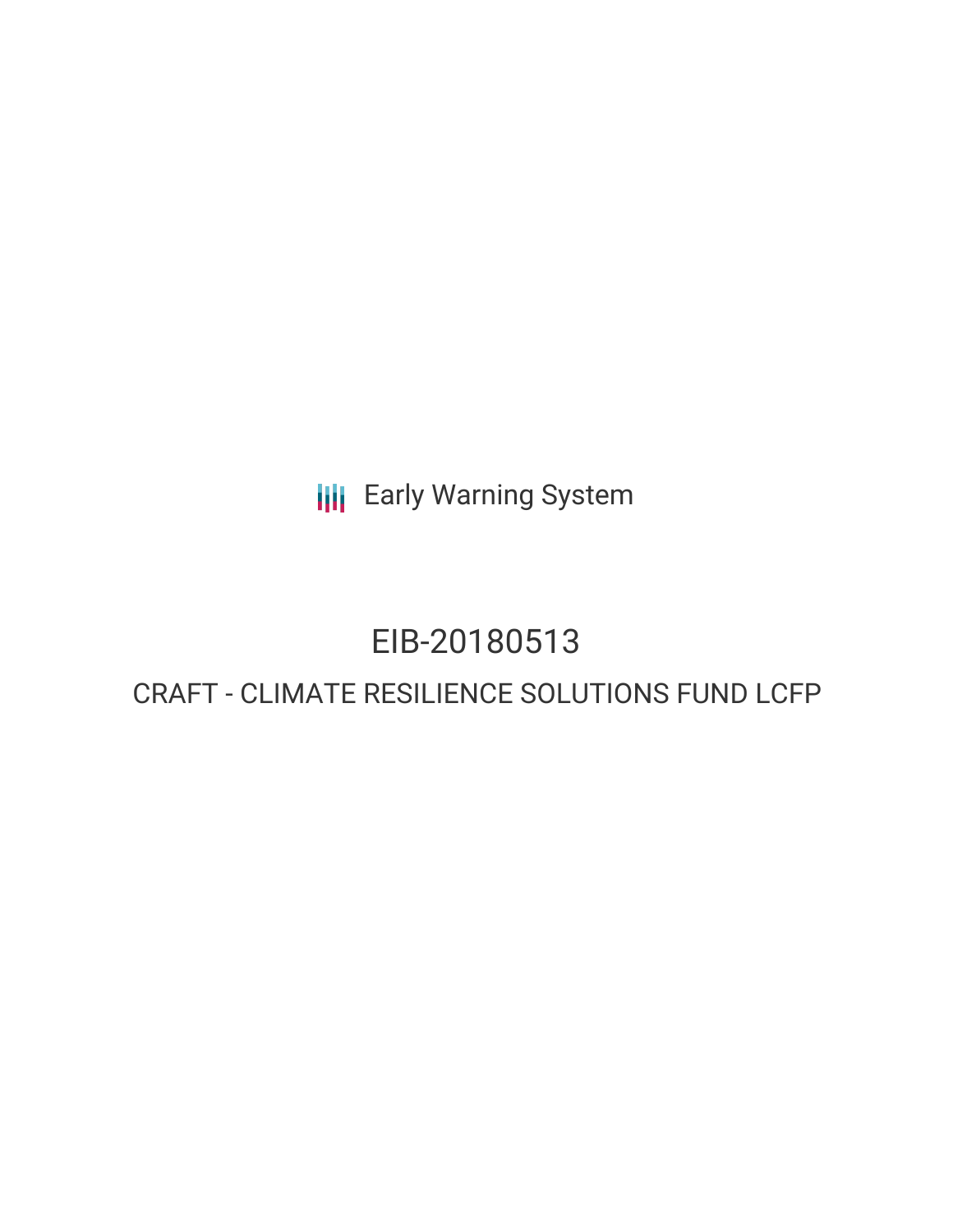Early Warning System

# EIB-20180513

## CRAFT - CLIMATE RESILIENCE SOLUTIONS FUND LCFP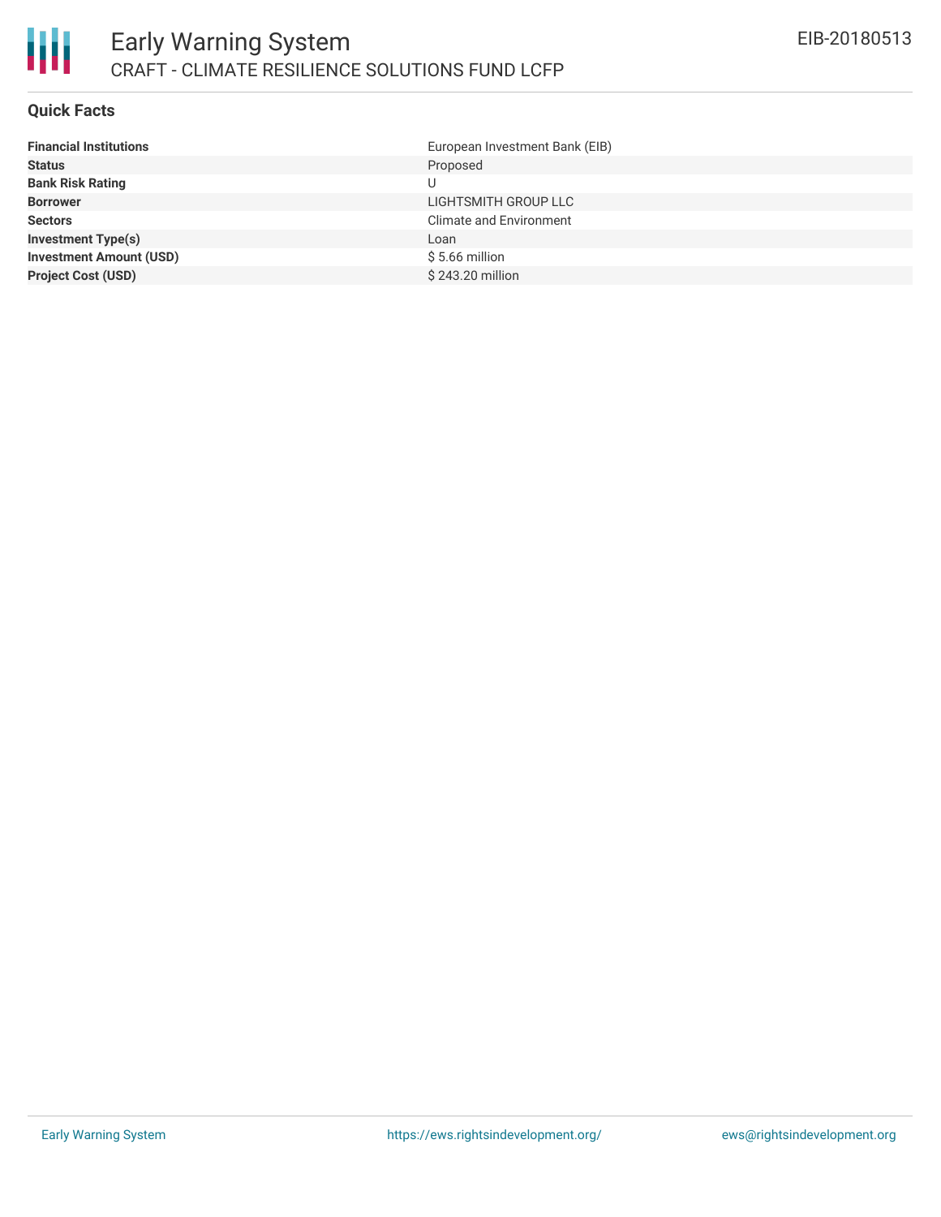## Quick Facts

| | |
|---|---|
| **Financial Institutions** | European Investment Bank (EIB) |
| **Status** | Proposed |
| **Bank Risk Rating** | U |
| **Borrower** | LIGHTSMITH GROUP LLC |
| **Sectors** | Climate and Environment |
| **Investment Type(s)** | Loan |
| **Investment Amount (USD)** | $ 5.66 million |
| **Project Cost (USD)** | $ 243.20 million |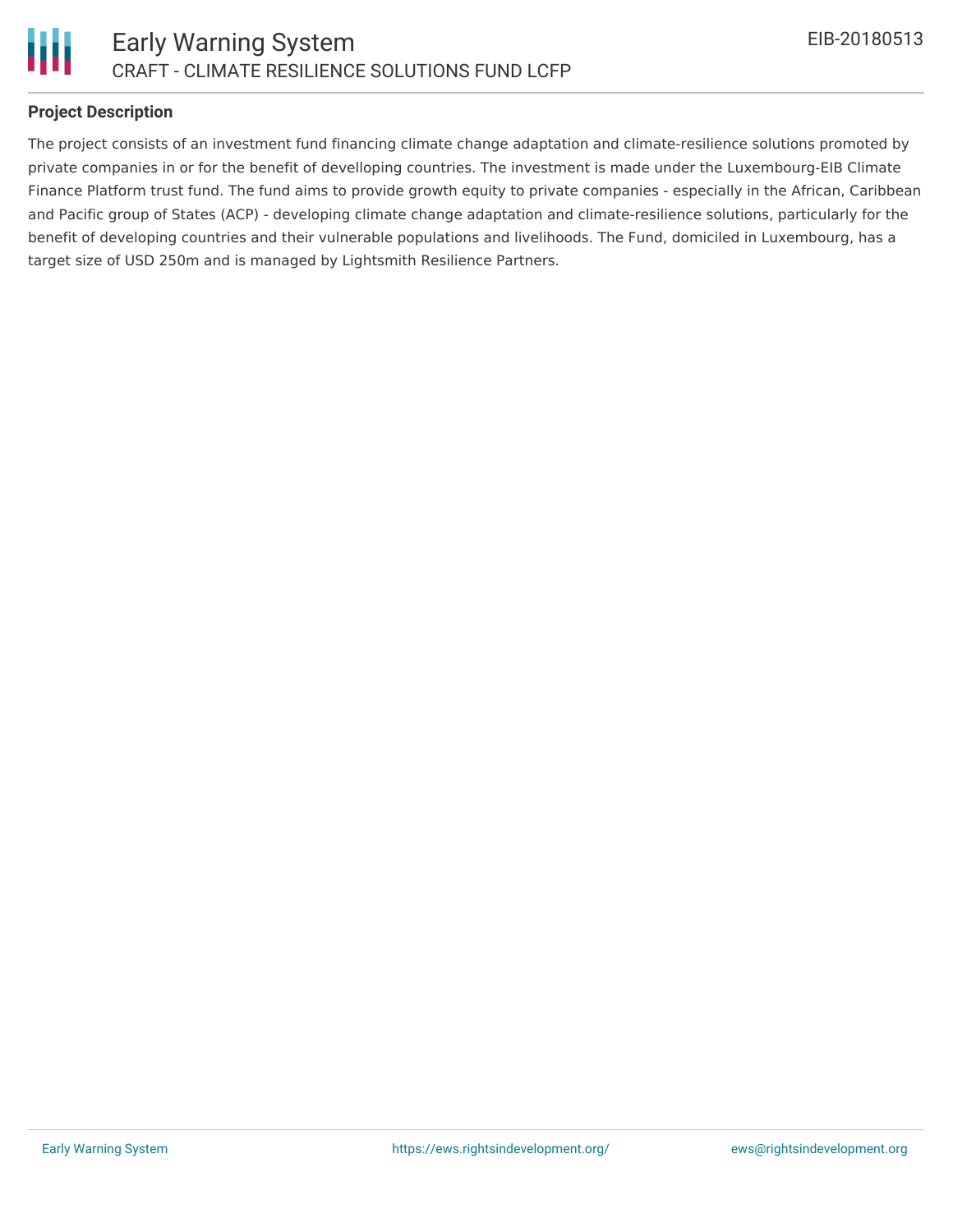## Project Description

The project consists of an investment fund financing climate change adaptation and climate-resilience solutions promoted by private companies in or for the benefit of develloping countries. The investment is made under the Luxembourg-EIB Climate Finance Platform trust fund. The fund aims to provide growth equity to private companies - especially in the African, Caribbean and Pacific group of States (ACP) - developing climate change adaptation and climate-resilience solutions, particularly for the benefit of developing countries and their vulnerable populations and livelihoods. The Fund, domiciled in Luxembourg, has a target size of USD 250m and is managed by Lightsmith Resilience Partners.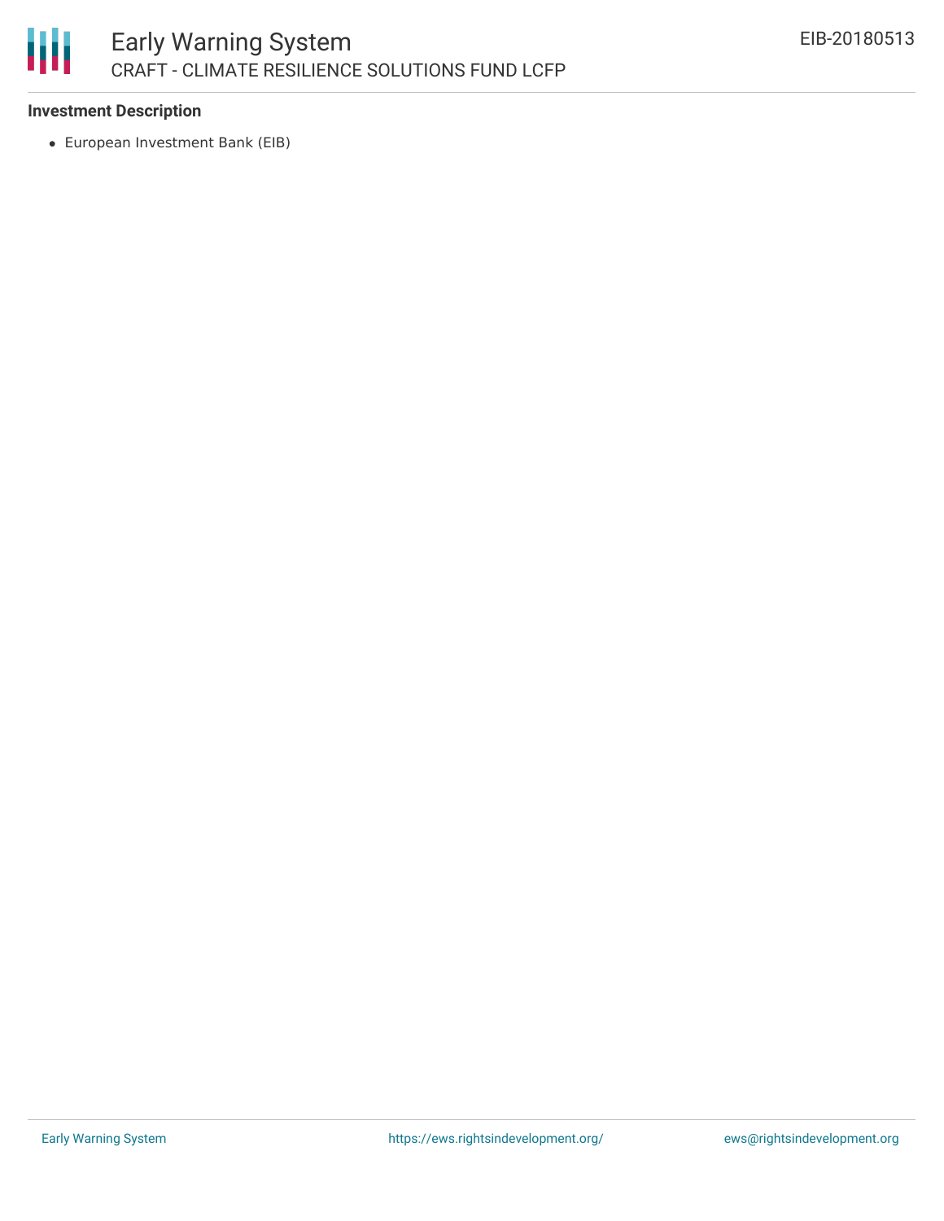**Investment Description**

- European Investment Bank (EIB)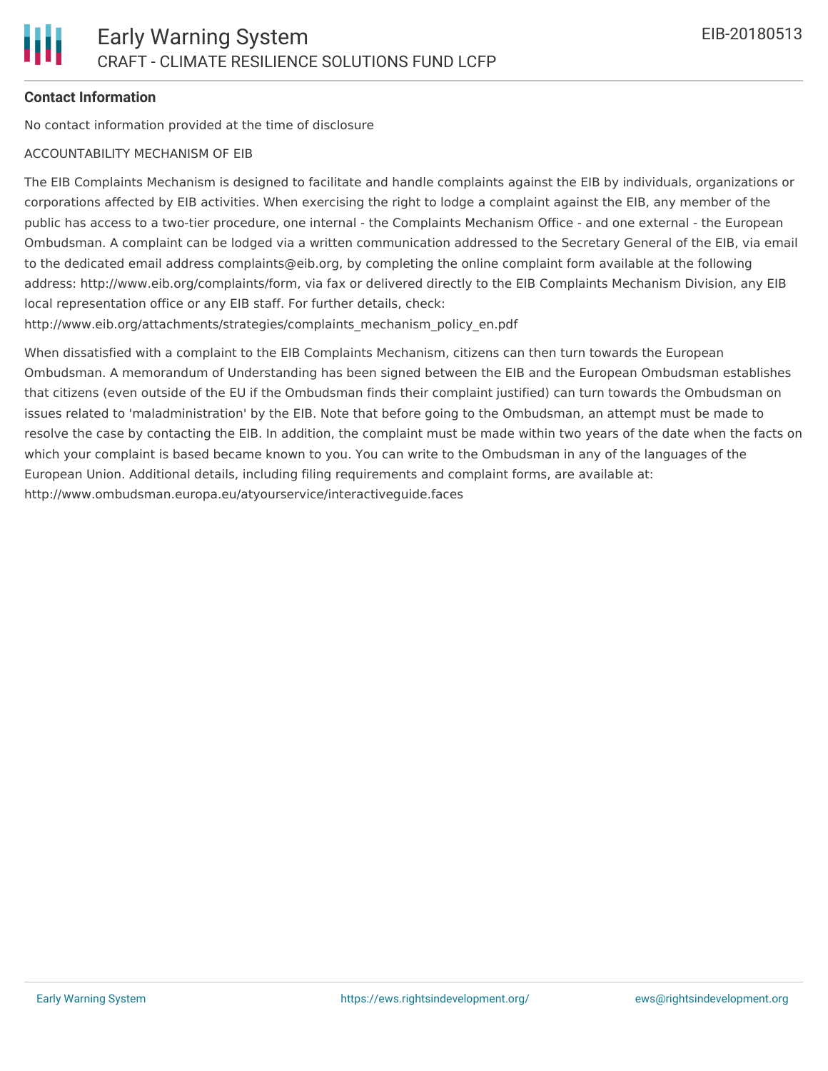**Contact Information**

No contact information provided at the time of disclosure

ACCOUNTABILITY MECHANISM OF EIB

The EIB Complaints Mechanism is designed to facilitate and handle complaints against the EIB by individuals, organizations or corporations affected by EIB activities. When exercising the right to lodge a complaint against the EIB, any member of the public has access to a two-tier procedure, one internal - the Complaints Mechanism Office - and one external - the European Ombudsman. A complaint can be lodged via a written communication addressed to the Secretary General of the EIB, via email to the dedicated email address complaints@eib.org, by completing the online complaint form available at the following address: http://www.eib.org/complaints/form, via fax or delivered directly to the EIB Complaints Mechanism Division, any EIB local representation office or any EIB staff. For further details, check: http://www.eib.org/attachments/strategies/complaints_mechanism_policy_en.pdf

When dissatisfied with a complaint to the EIB Complaints Mechanism, citizens can then turn towards the European Ombudsman. A memorandum of Understanding has been signed between the EIB and the European Ombudsman establishes that citizens (even outside of the EU if the Ombudsman finds their complaint justified) can turn towards the Ombudsman on issues related to 'maladministration' by the EIB. Note that before going to the Ombudsman, an attempt must be made to resolve the case by contacting the EIB. In addition, the complaint must be made within two years of the date when the facts on which your complaint is based became known to you. You can write to the Ombudsman in any of the languages of the European Union. Additional details, including filing requirements and complaint forms, are available at: http://www.ombudsman.europa.eu/atyourservice/interactiveguide.faces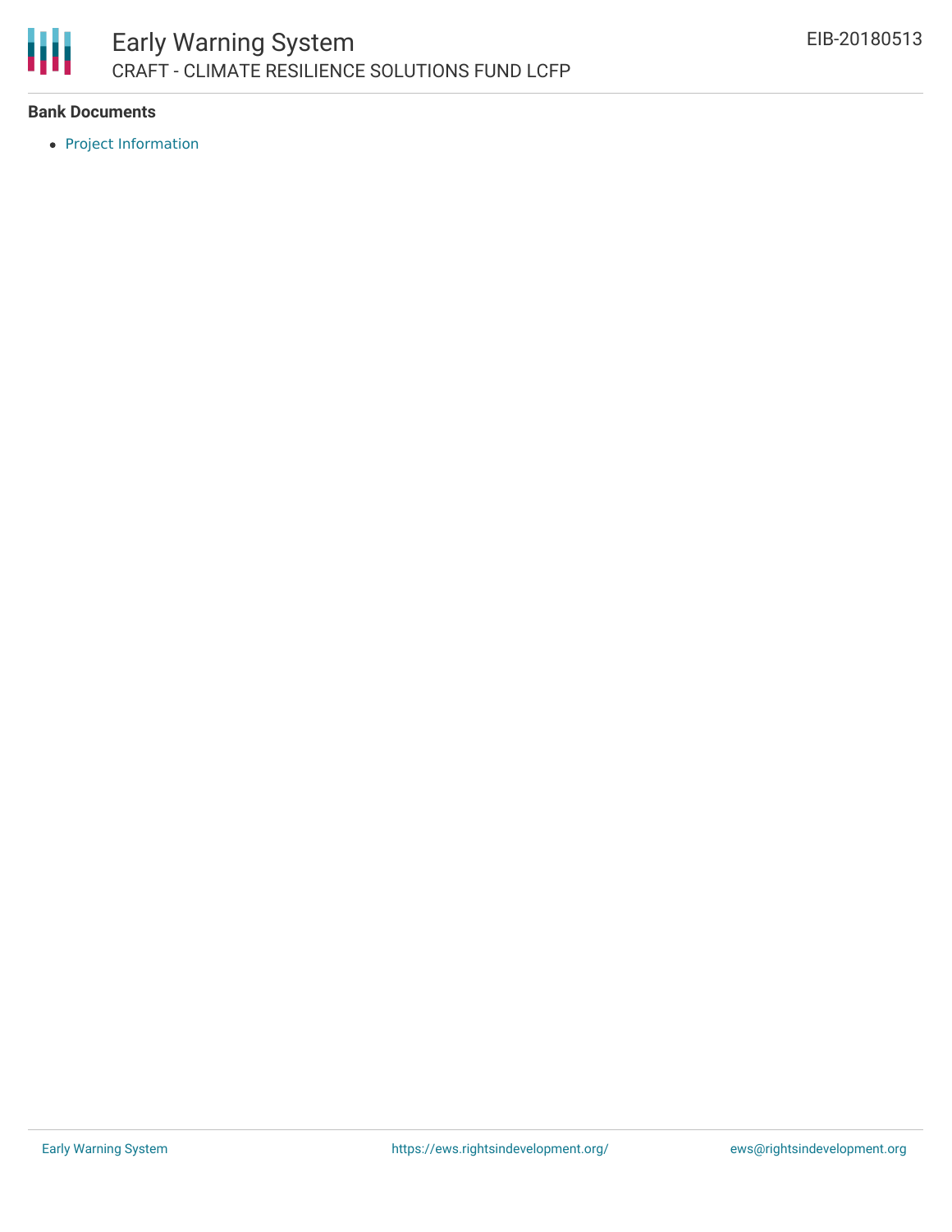**Bank Documents**

- Project Information